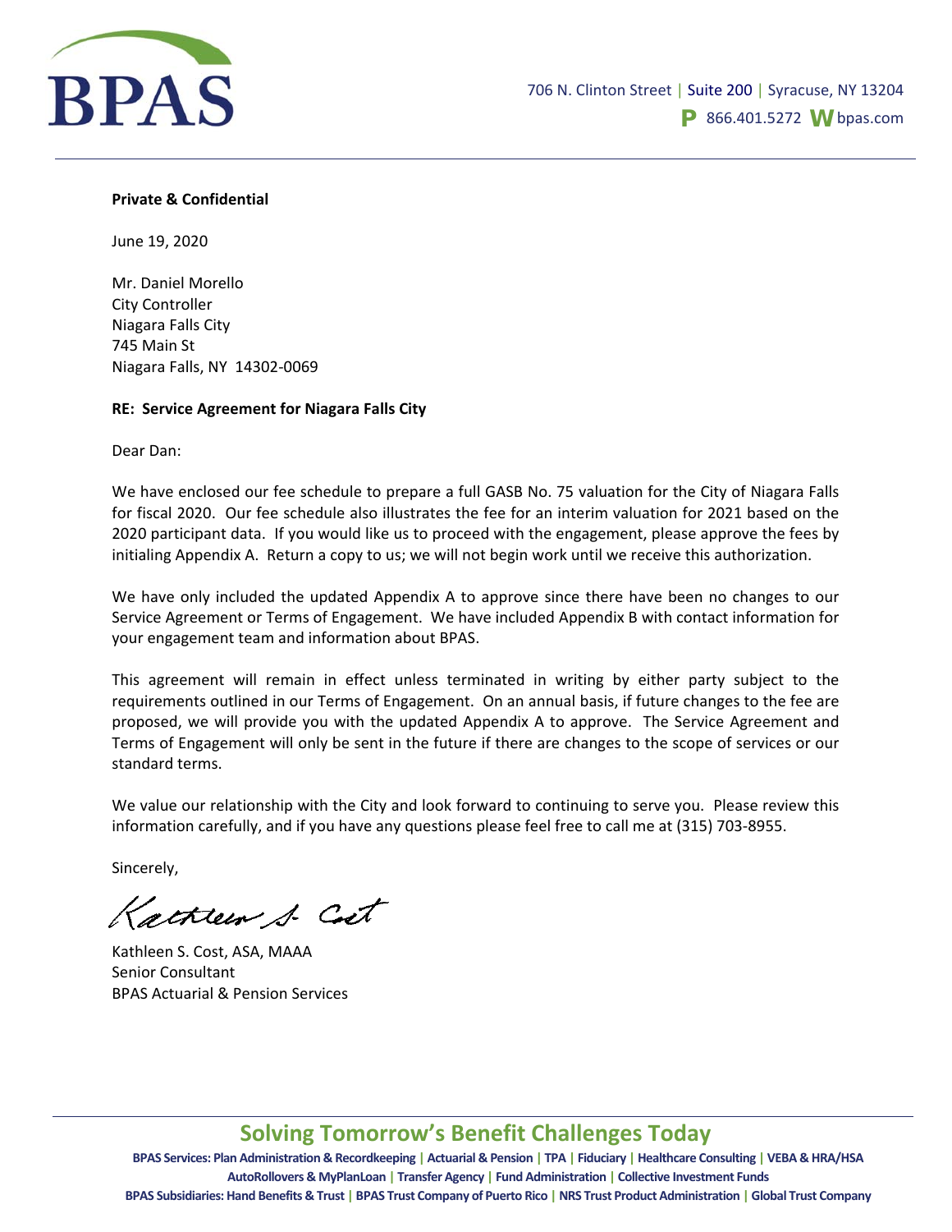BPAS

706 N. Clinton Street | Suite 200 | Syracuse, NY 13204
P 866.401.5272 W bpas.com

**Private & Confidential**

June 19, 2020

Mr. Daniel Morello
City Controller
Niagara Falls City
745 Main St
Niagara Falls, NY 14302-0069

**RE: Service Agreement for Niagara Falls City**

Dear Dan:

We have enclosed our fee schedule to prepare a full GASB No. 75 valuation for the City of Niagara Falls for fiscal 2020. Our fee schedule also illustrates the fee for an interim valuation for 2021 based on the 2020 participant data. If you would like us to proceed with the engagement, please approve the fees by initialing Appendix A. Return a copy to us; we will not begin work until we receive this authorization.

We have only included the updated Appendix A to approve since there have been no changes to our Service Agreement or Terms of Engagement. We have included Appendix B with contact information for your engagement team and information about BPAS.

This agreement will remain in effect unless terminated in writing by either party subject to the requirements outlined in our Terms of Engagement. On an annual basis, if future changes to the fee are proposed, we will provide you with the updated Appendix A to approve. The Service Agreement and Terms of Engagement will only be sent in the future if there are changes to the scope of services or our standard terms.

We value our relationship with the City and look forward to continuing to serve you. Please review this information carefully, and if you have any questions please feel free to call me at (315) 703-8955.

Sincerely,

Kathleen S. Cost

Kathleen S. Cost, ASA, MAAA
Senior Consultant
BPAS Actuarial & Pension Services

**Solving Tomorrow's Benefit Challenges Today**

BPAS Services: Plan Administration & Recordkeeping | Actuarial & Pension | TPA | Fiduciary | Healthcare Consulting | VEBA & HRA/HSA
AutoRollovers & MyPlanLoan | Transfer Agency | Fund Administration | Collective Investment Funds
BPAS Subsidiaries: Hand Benefits & Trust | BPAS Trust Company of Puerto Rico | NRS Trust Product Administration | Global Trust Company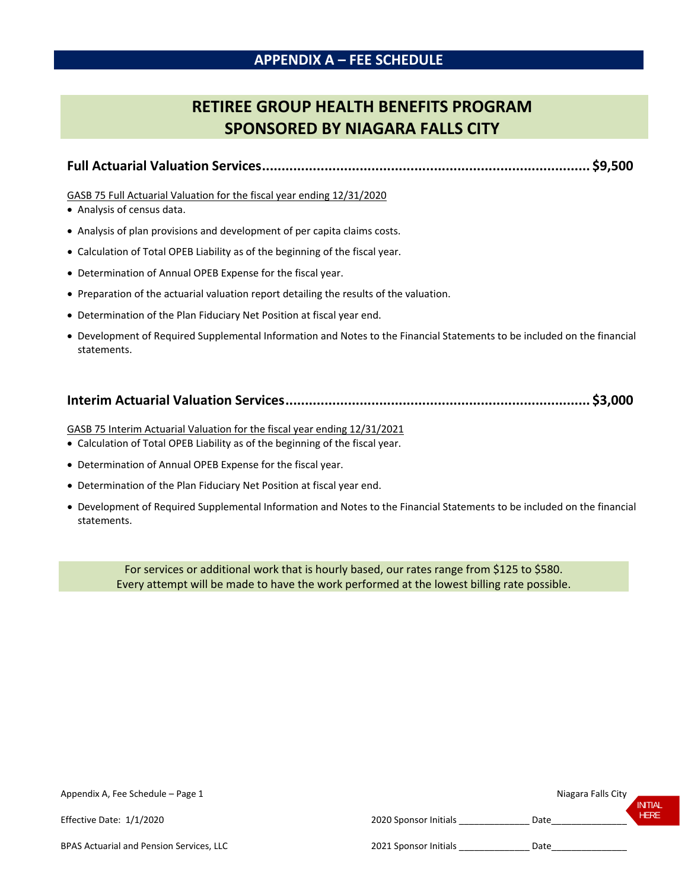# APPENDIX A – FEE SCHEDULE

## RETIREE GROUP HEALTH BENEFITS PROGRAM SPONSORED BY NIAGARA FALLS CITY

### Full Actuarial Valuation Services.................................................................................... $9,500

GASB 75 Full Actuarial Valuation for the fiscal year ending 12/31/2020

- Analysis of census data.
- Analysis of plan provisions and development of per capita claims costs.
- Calculation of Total OPEB Liability as of the beginning of the fiscal year.
- Determination of Annual OPEB Expense for the fiscal year.
- Preparation of the actuarial valuation report detailing the results of the valuation.
- Determination of the Plan Fiduciary Net Position at fiscal year end.
- Development of Required Supplemental Information and Notes to the Financial Statements to be included on the financial statements.

### Interim Actuarial Valuation Services............................................................................ $3,000

GASB 75 Interim Actuarial Valuation for the fiscal year ending 12/31/2021

- Calculation of Total OPEB Liability as of the beginning of the fiscal year.
- Determination of Annual OPEB Expense for the fiscal year.
- Determination of the Plan Fiduciary Net Position at fiscal year end.
- Development of Required Supplemental Information and Notes to the Financial Statements to be included on the financial statements.

For services or additional work that is hourly based, our rates range from $125 to $580.
Every attempt will be made to have the work performed at the lowest billing rate possible.

Appendix A, Fee Schedule – Page 1 | Niagara Falls City

Effective Date: 1/1/2020 | 2020 Sponsor Initials ______________ Date_______________ INITIAL HERE

BPAS Actuarial and Pension Services, LLC | 2021 Sponsor Initials ______________ Date_______________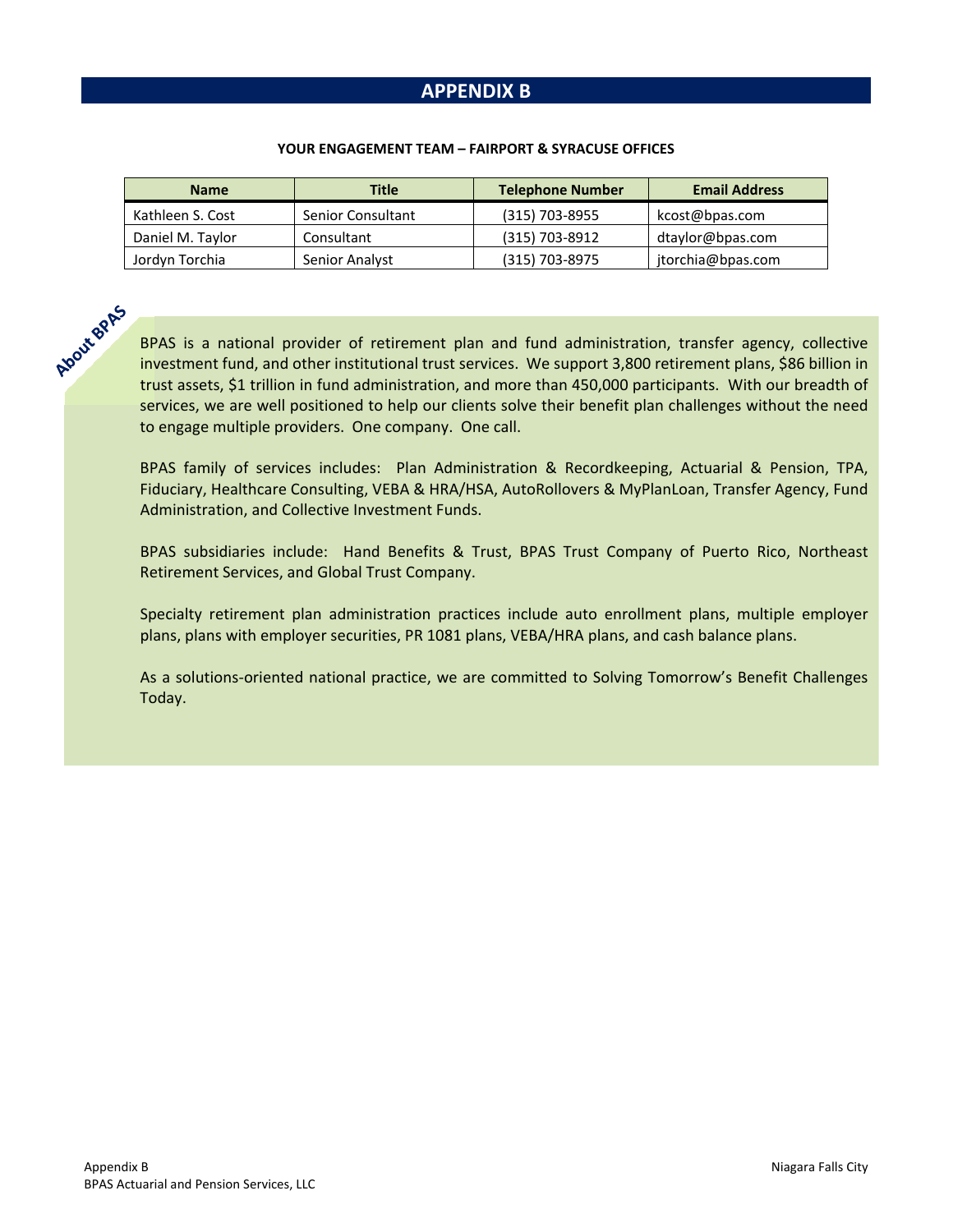# APPENDIX B

**YOUR ENGAGEMENT TEAM – FAIRPORT & SYRACUSE OFFICES**

| Name | Title | Telephone Number | Email Address |
|---|---|---|---|
| Kathleen S. Cost | Senior Consultant | (315) 703-8955 | kcost@bpas.com |
| Daniel M. Taylor | Consultant | (315) 703-8912 | dtaylor@bpas.com |
| Jordyn Torchia | Senior Analyst | (315) 703-8975 | jtorchia@bpas.com |

**About BPAS**

BPAS is a national provider of retirement plan and fund administration, transfer agency, collective investment fund, and other institutional trust services. We support 3,800 retirement plans, $86 billion in trust assets, $1 trillion in fund administration, and more than 450,000 participants. With our breadth of services, we are well positioned to help our clients solve their benefit plan challenges without the need to engage multiple providers. One company. One call.

BPAS family of services includes: Plan Administration & Recordkeeping, Actuarial & Pension, TPA, Fiduciary, Healthcare Consulting, VEBA & HRA/HSA, AutoRollovers & MyPlanLoan, Transfer Agency, Fund Administration, and Collective Investment Funds.

BPAS subsidiaries include: Hand Benefits & Trust, BPAS Trust Company of Puerto Rico, Northeast Retirement Services, and Global Trust Company.

Specialty retirement plan administration practices include auto enrollment plans, multiple employer plans, plans with employer securities, PR 1081 plans, VEBA/HRA plans, and cash balance plans.

As a solutions-oriented national practice, we are committed to Solving Tomorrow's Benefit Challenges Today.